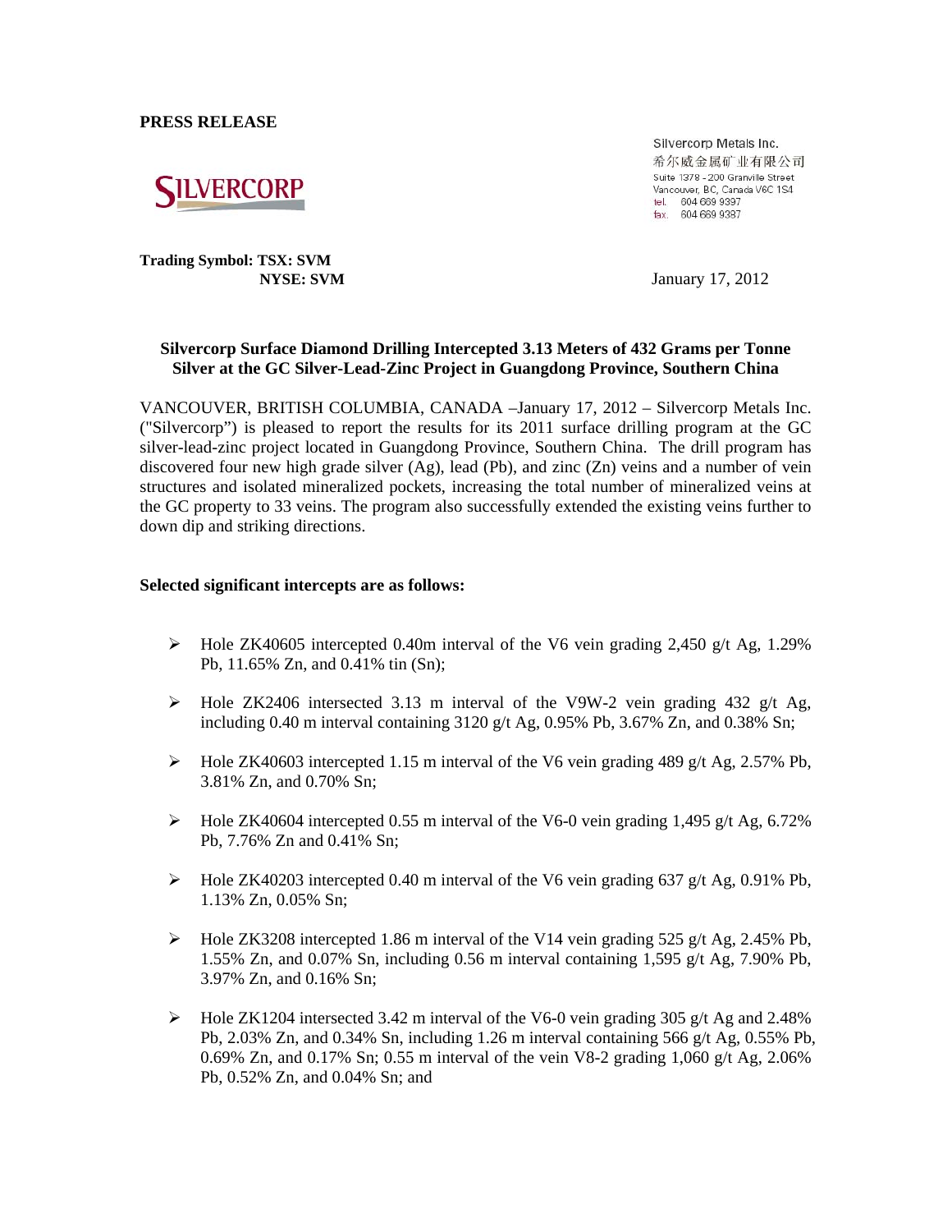**PRESS RELEASE**

Silvercorp Metals Inc.
希尔威金属矿业有限公司
Suite 1378 - 200 Granville Street
Vancouver, BC, Canada V6C 1S4
tel. 604 669 9397
fax. 604 669 9387

**Trading Symbol: TSX: SVM**
**NYSE: SVM**

January 17, 2012

**Silvercorp Surface Diamond Drilling Intercepted 3.13 Meters of 432 Grams per Tonne Silver at the GC Silver-Lead-Zinc Project in Guangdong Province, Southern China**

VANCOUVER, BRITISH COLUMBIA, CANADA –January 17, 2012 – Silvercorp Metals Inc. ("Silvercorp") is pleased to report the results for its 2011 surface drilling program at the GC silver-lead-zinc project located in Guangdong Province, Southern China. The drill program has discovered four new high grade silver (Ag), lead (Pb), and zinc (Zn) veins and a number of vein structures and isolated mineralized pockets, increasing the total number of mineralized veins at the GC property to 33 veins. The program also successfully extended the existing veins further to down dip and striking directions.

**Selected significant intercepts are as follows:**

- Hole ZK40605 intercepted 0.40m interval of the V6 vein grading 2,450 g/t Ag, 1.29% Pb, 11.65% Zn, and 0.41% tin (Sn);
- Hole ZK2406 intersected 3.13 m interval of the V9W-2 vein grading 432 g/t Ag, including 0.40 m interval containing 3120 g/t Ag, 0.95% Pb, 3.67% Zn, and 0.38% Sn;
- Hole ZK40603 intercepted 1.15 m interval of the V6 vein grading 489 g/t Ag, 2.57% Pb, 3.81% Zn, and 0.70% Sn;
- Hole ZK40604 intercepted 0.55 m interval of the V6-0 vein grading 1,495 g/t Ag, 6.72% Pb, 7.76% Zn and 0.41% Sn;
- Hole ZK40203 intercepted 0.40 m interval of the V6 vein grading 637 g/t Ag, 0.91% Pb, 1.13% Zn, 0.05% Sn;
- Hole ZK3208 intercepted 1.86 m interval of the V14 vein grading 525 g/t Ag, 2.45% Pb, 1.55% Zn, and 0.07% Sn, including 0.56 m interval containing 1,595 g/t Ag, 7.90% Pb, 3.97% Zn, and 0.16% Sn;
- Hole ZK1204 intersected 3.42 m interval of the V6-0 vein grading 305 g/t Ag and 2.48% Pb, 2.03% Zn, and 0.34% Sn, including 1.26 m interval containing 566 g/t Ag, 0.55% Pb, 0.69% Zn, and 0.17% Sn; 0.55 m interval of the vein V8-2 grading 1,060 g/t Ag, 2.06% Pb, 0.52% Zn, and 0.04% Sn; and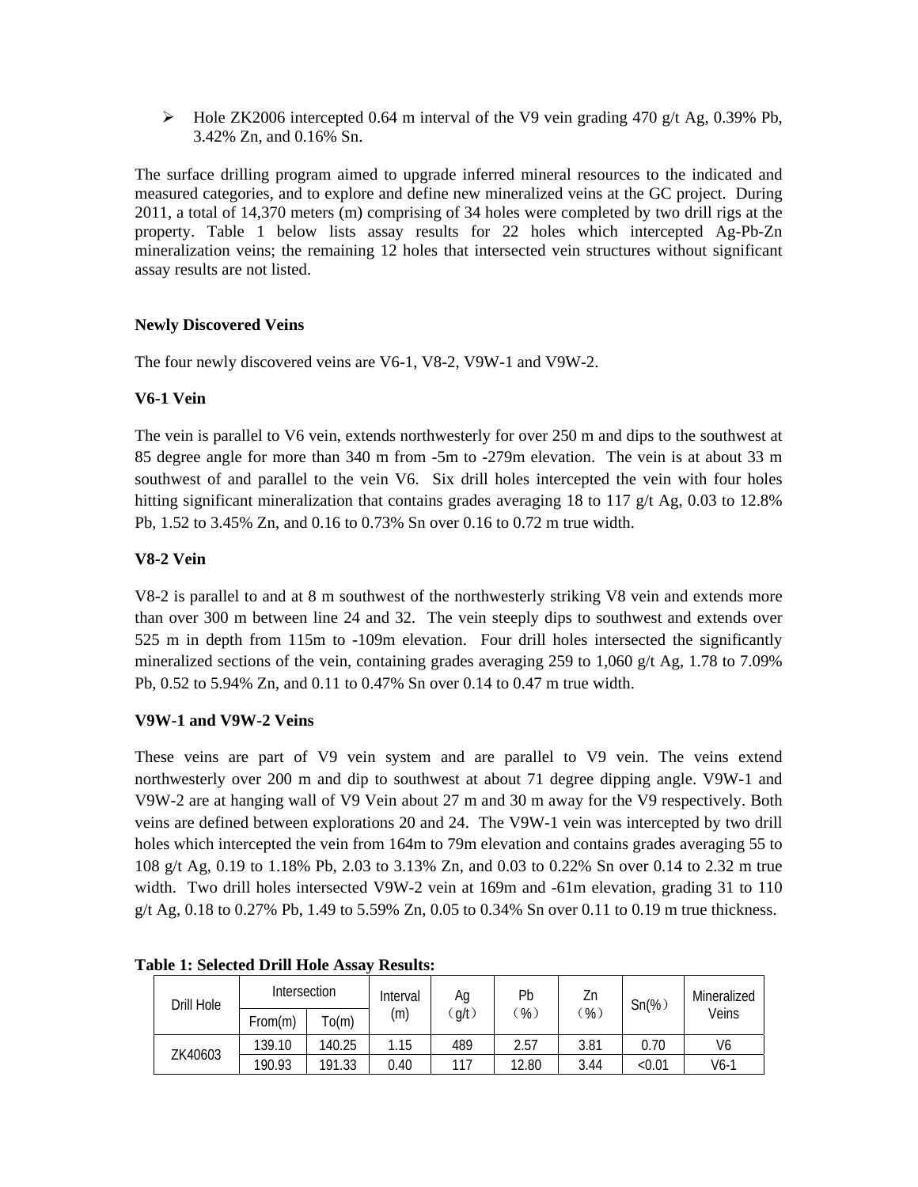- Hole ZK2006 intercepted 0.64 m interval of the V9 vein grading 470 g/t Ag, 0.39% Pb, 3.42% Zn, and 0.16% Sn.

The surface drilling program aimed to upgrade inferred mineral resources to the indicated and measured categories, and to explore and define new mineralized veins at the GC project. During 2011, a total of 14,370 meters (m) comprising of 34 holes were completed by two drill rigs at the property. Table 1 below lists assay results for 22 holes which intercepted Ag-Pb-Zn mineralization veins; the remaining 12 holes that intersected vein structures without significant assay results are not listed.

**Newly Discovered Veins**

The four newly discovered veins are V6-1, V8-2, V9W-1 and V9W-2.

**V6-1 Vein**

The vein is parallel to V6 vein, extends northwesterly for over 250 m and dips to the southwest at 85 degree angle for more than 340 m from -5m to -279m elevation. The vein is at about 33 m southwest of and parallel to the vein V6. Six drill holes intercepted the vein with four holes hitting significant mineralization that contains grades averaging 18 to 117 g/t Ag, 0.03 to 12.8% Pb, 1.52 to 3.45% Zn, and 0.16 to 0.73% Sn over 0.16 to 0.72 m true width.

**V8-2 Vein**

V8-2 is parallel to and at 8 m southwest of the northwesterly striking V8 vein and extends more than over 300 m between line 24 and 32. The vein steeply dips to southwest and extends over 525 m in depth from 115m to -109m elevation. Four drill holes intersected the significantly mineralized sections of the vein, containing grades averaging 259 to 1,060 g/t Ag, 1.78 to 7.09% Pb, 0.52 to 5.94% Zn, and 0.11 to 0.47% Sn over 0.14 to 0.47 m true width.

**V9W-1 and V9W-2 Veins**

These veins are part of V9 vein system and are parallel to V9 vein. The veins extend northwesterly over 200 m and dip to southwest at about 71 degree dipping angle. V9W-1 and V9W-2 are at hanging wall of V9 Vein about 27 m and 30 m away for the V9 respectively. Both veins are defined between explorations 20 and 24. The V9W-1 vein was intercepted by two drill holes which intercepted the vein from 164m to 79m elevation and contains grades averaging 55 to 108 g/t Ag, 0.19 to 1.18% Pb, 2.03 to 3.13% Zn, and 0.03 to 0.22% Sn over 0.14 to 2.32 m true width. Two drill holes intersected V9W-2 vein at 169m and -61m elevation, grading 31 to 110 g/t Ag, 0.18 to 0.27% Pb, 1.49 to 5.59% Zn, 0.05 to 0.34% Sn over 0.11 to 0.19 m true thickness.

**Table 1: Selected Drill Hole Assay Results:**

| Drill Hole | Intersection | | Interval (m) | Ag （g/t） | Pb （%） | Zn （%） | Sn(%） | Mineralized Veins |
|---|---|---|---|---|---|---|---|---|
| | From(m) | To(m) | | | | | | |
| ZK40603 | 139.10 | 140.25 | 1.15 | 489 | 2.57 | 3.81 | 0.70 | V6 |
| | 190.93 | 191.33 | 0.40 | 117 | 12.80 | 3.44 | <0.01 | V6-1 |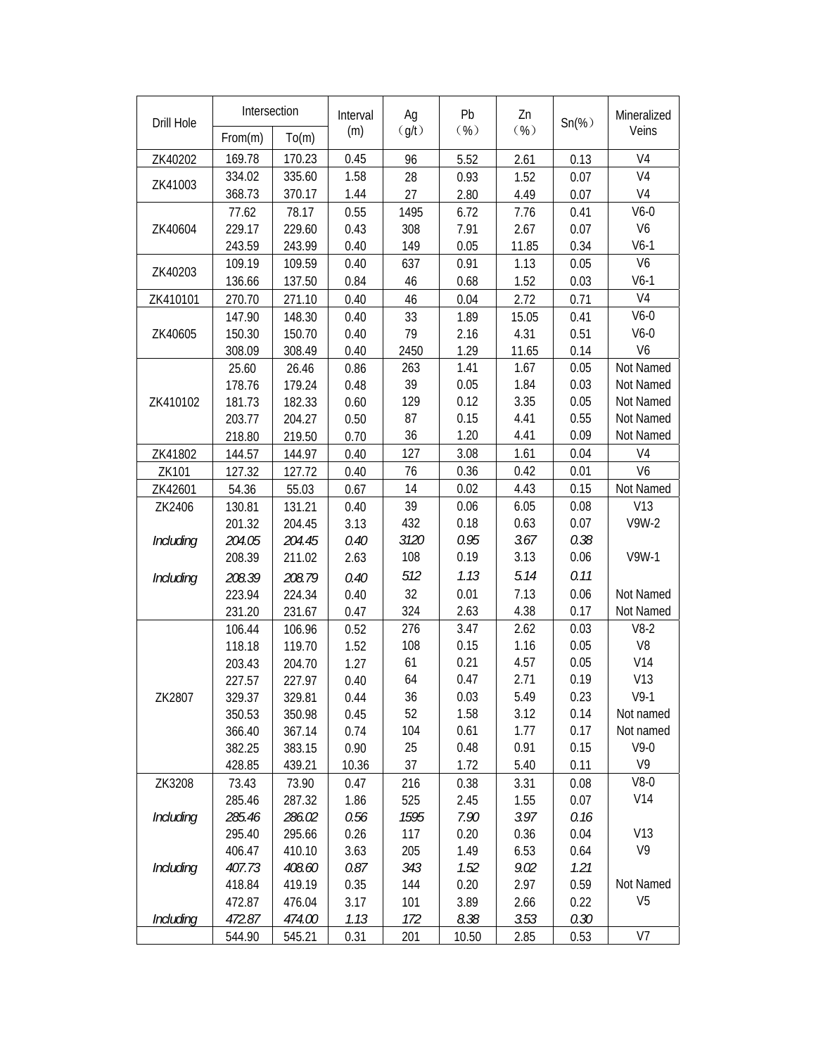| Drill Hole | Intersection | | Interval (m) | Ag （g/t） | Pb （%） | Zn （%） | Sn(%) | Mineralized Veins |
|---|---|---|---|---|---|---|---|---|
| | From(m) | To(m) | | | | | | |
| ZK40202 | 169.78 | 170.23 | 0.45 | 96 | 5.52 | 2.61 | 0.13 | V4 |
| ZK41003 | 334.02 | 335.60 | 1.58 | 28 | 0.93 | 1.52 | 0.07 | V4 |
| | 368.73 | 370.17 | 1.44 | 27 | 2.80 | 4.49 | 0.07 | V4 |
| ZK40604 | 77.62 | 78.17 | 0.55 | 1495 | 6.72 | 7.76 | 0.41 | V6-0 |
| | 229.17 | 229.60 | 0.43 | 308 | 7.91 | 2.67 | 0.07 | V6 |
| | 243.59 | 243.99 | 0.40 | 149 | 0.05 | 11.85 | 0.34 | V6-1 |
| ZK40203 | 109.19 | 109.59 | 0.40 | 637 | 0.91 | 1.13 | 0.05 | V6 |
| | 136.66 | 137.50 | 0.84 | 46 | 0.68 | 1.52 | 0.03 | V6-1 |
| ZK410101 | 270.70 | 271.10 | 0.40 | 46 | 0.04 | 2.72 | 0.71 | V4 |
| ZK40605 | 147.90 | 148.30 | 0.40 | 33 | 1.89 | 15.05 | 0.41 | V6-0 |
| | 150.30 | 150.70 | 0.40 | 79 | 2.16 | 4.31 | 0.51 | V6-0 |
| | 308.09 | 308.49 | 0.40 | 2450 | 1.29 | 11.65 | 0.14 | V6 |
| ZK410102 | 25.60 | 26.46 | 0.86 | 263 | 1.41 | 1.67 | 0.05 | Not Named |
| | 178.76 | 179.24 | 0.48 | 39 | 0.05 | 1.84 | 0.03 | Not Named |
| | 181.73 | 182.33 | 0.60 | 129 | 0.12 | 3.35 | 0.05 | Not Named |
| | 203.77 | 204.27 | 0.50 | 87 | 0.15 | 4.41 | 0.55 | Not Named |
| | 218.80 | 219.50 | 0.70 | 36 | 1.20 | 4.41 | 0.09 | Not Named |
| ZK41802 | 144.57 | 144.97 | 0.40 | 127 | 3.08 | 1.61 | 0.04 | V4 |
| ZK101 | 127.32 | 127.72 | 0.40 | 76 | 0.36 | 0.42 | 0.01 | V6 |
| ZK42601 | 54.36 | 55.03 | 0.67 | 14 | 0.02 | 4.43 | 0.15 | Not Named |
| ZK2406 | 130.81 | 131.21 | 0.40 | 39 | 0.06 | 6.05 | 0.08 | V13 |
| | 201.32 | 204.45 | 3.13 | 432 | 0.18 | 0.63 | 0.07 | V9W-2 |
| *Including* | *204.05* | *204.45* | *0.40* | *3120* | *0.95* | *3.67* | *0.38* | |
| | 208.39 | 211.02 | 2.63 | 108 | 0.19 | 3.13 | 0.06 | V9W-1 |
| *Including* | *208.39* | *208.79* | *0.40* | *512* | *1.13* | *5.14* | *0.11* | |
| | 223.94 | 224.34 | 0.40 | 32 | 0.01 | 7.13 | 0.06 | Not Named |
| | 231.20 | 231.67 | 0.47 | 324 | 2.63 | 4.38 | 0.17 | Not Named |
| ZK2807 | 106.44 | 106.96 | 0.52 | 276 | 3.47 | 2.62 | 0.03 | V8-2 |
| | 118.18 | 119.70 | 1.52 | 108 | 0.15 | 1.16 | 0.05 | V8 |
| | 203.43 | 204.70 | 1.27 | 61 | 0.21 | 4.57 | 0.05 | V14 |
| | 227.57 | 227.97 | 0.40 | 64 | 0.47 | 2.71 | 0.19 | V13 |
| | 329.37 | 329.81 | 0.44 | 36 | 0.03 | 5.49 | 0.23 | V9-1 |
| | 350.53 | 350.98 | 0.45 | 52 | 1.58 | 3.12 | 0.14 | Not named |
| | 366.40 | 367.14 | 0.74 | 104 | 0.61 | 1.77 | 0.17 | Not named |
| | 382.25 | 383.15 | 0.90 | 25 | 0.48 | 0.91 | 0.15 | V9-0 |
| | 428.85 | 439.21 | 10.36 | 37 | 1.72 | 5.40 | 0.11 | V9 |
| ZK3208 | 73.43 | 73.90 | 0.47 | 216 | 0.38 | 3.31 | 0.08 | V8-0 |
| | 285.46 | 287.32 | 1.86 | 525 | 2.45 | 1.55 | 0.07 | V14 |
| *Including* | *285.46* | *286.02* | *0.56* | *1595* | *7.90* | *3.97* | *0.16* | |
| | 295.40 | 295.66 | 0.26 | 117 | 0.20 | 0.36 | 0.04 | V13 |
| | 406.47 | 410.10 | 3.63 | 205 | 1.49 | 6.53 | 0.64 | V9 |
| *Including* | *407.73* | *408.60* | *0.87* | *343* | *1.52* | *9.02* | *1.21* | |
| | 418.84 | 419.19 | 0.35 | 144 | 0.20 | 2.97 | 0.59 | Not Named |
| | 472.87 | 476.04 | 3.17 | 101 | 3.89 | 2.66 | 0.22 | V5 |
| *Including* | *472.87* | *474.00* | *1.13* | *172* | *8.38* | *3.53* | *0.30* | |
| | 544.90 | 545.21 | 0.31 | 201 | 10.50 | 2.85 | 0.53 | V7 |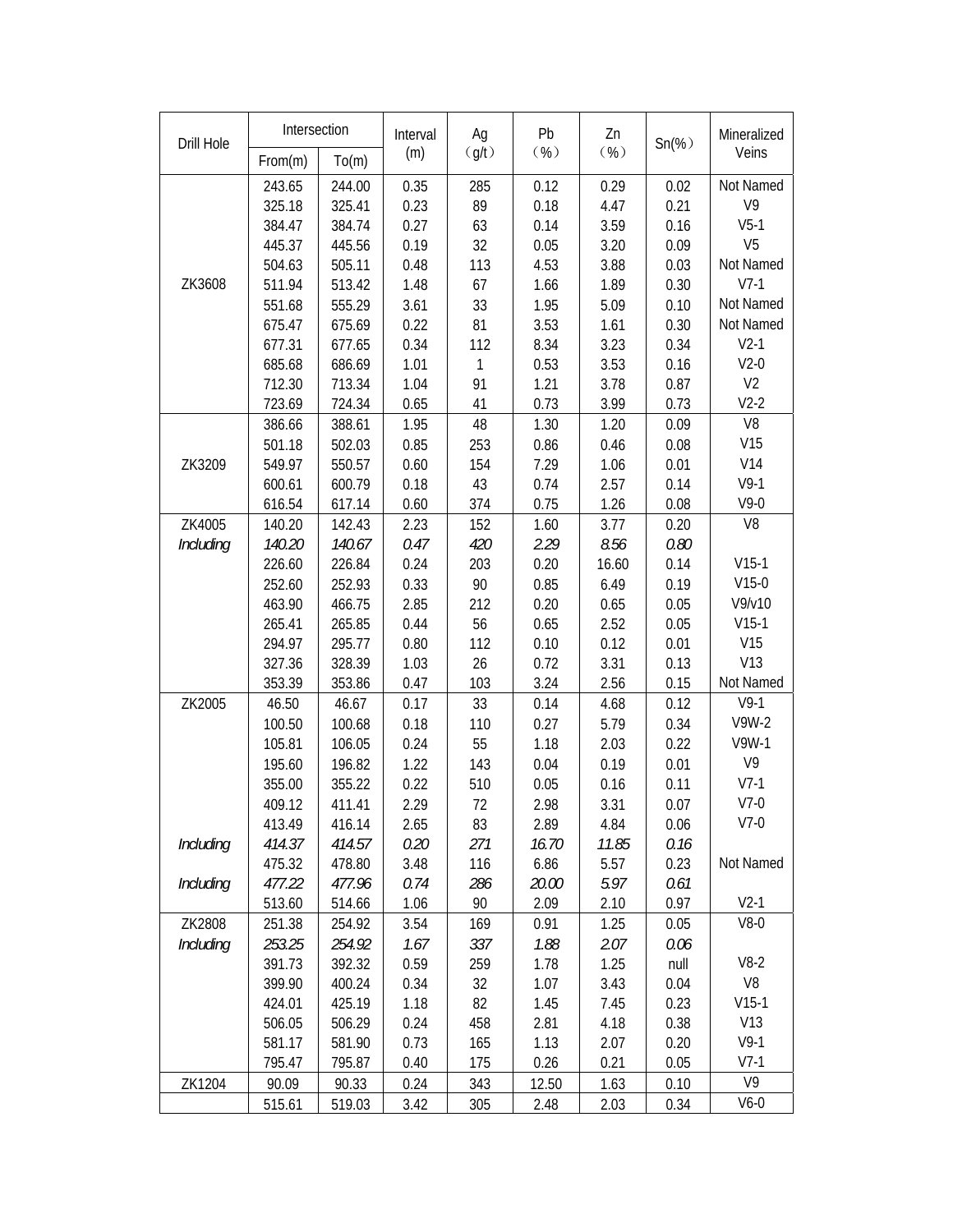| Drill Hole | Intersection | | Interval (m) | Ag （g/t） | Pb （%） | Zn （%） | Sn(%) | Mineralized Veins |
|---|---|---|---|---|---|---|---|---|
| | From(m) | To(m) | | | | | | |
| ZK3608 | 243.65 | 244.00 | 0.35 | 285 | 0.12 | 0.29 | 0.02 | Not Named |
| | 325.18 | 325.41 | 0.23 | 89 | 0.18 | 4.47 | 0.21 | V9 |
| | 384.47 | 384.74 | 0.27 | 63 | 0.14 | 3.59 | 0.16 | V5-1 |
| | 445.37 | 445.56 | 0.19 | 32 | 0.05 | 3.20 | 0.09 | V5 |
| | 504.63 | 505.11 | 0.48 | 113 | 4.53 | 3.88 | 0.03 | Not Named |
| | 511.94 | 513.42 | 1.48 | 67 | 1.66 | 1.89 | 0.30 | V7-1 |
| | 551.68 | 555.29 | 3.61 | 33 | 1.95 | 5.09 | 0.10 | Not Named |
| | 675.47 | 675.69 | 0.22 | 81 | 3.53 | 1.61 | 0.30 | Not Named |
| | 677.31 | 677.65 | 0.34 | 112 | 8.34 | 3.23 | 0.34 | V2-1 |
| | 685.68 | 686.69 | 1.01 | 1 | 0.53 | 3.53 | 0.16 | V2-0 |
| | 712.30 | 713.34 | 1.04 | 91 | 1.21 | 3.78 | 0.87 | V2 |
| | 723.69 | 724.34 | 0.65 | 41 | 0.73 | 3.99 | 0.73 | V2-2 |
| ZK3209 | 386.66 | 388.61 | 1.95 | 48 | 1.30 | 1.20 | 0.09 | V8 |
| | 501.18 | 502.03 | 0.85 | 253 | 0.86 | 0.46 | 0.08 | V15 |
| | 549.97 | 550.57 | 0.60 | 154 | 7.29 | 1.06 | 0.01 | V14 |
| | 600.61 | 600.79 | 0.18 | 43 | 0.74 | 2.57 | 0.14 | V9-1 |
| | 616.54 | 617.14 | 0.60 | 374 | 0.75 | 1.26 | 0.08 | V9-0 |
| ZK4005 | 140.20 | 142.43 | 2.23 | 152 | 1.60 | 3.77 | 0.20 | V8 |
| *Including* | *140.20* | *140.67* | *0.47* | *420* | *2.29* | *8.56* | *0.80* | |
| | 226.60 | 226.84 | 0.24 | 203 | 0.20 | 16.60 | 0.14 | V15-1 |
| | 252.60 | 252.93 | 0.33 | 90 | 0.85 | 6.49 | 0.19 | V15-0 |
| | 463.90 | 466.75 | 2.85 | 212 | 0.20 | 0.65 | 0.05 | V9/v10 |
| | 265.41 | 265.85 | 0.44 | 56 | 0.65 | 2.52 | 0.05 | V15-1 |
| | 294.97 | 295.77 | 0.80 | 112 | 0.10 | 0.12 | 0.01 | V15 |
| | 327.36 | 328.39 | 1.03 | 26 | 0.72 | 3.31 | 0.13 | V13 |
| | 353.39 | 353.86 | 0.47 | 103 | 3.24 | 2.56 | 0.15 | Not Named |
| ZK2005 | 46.50 | 46.67 | 0.17 | 33 | 0.14 | 4.68 | 0.12 | V9-1 |
| | 100.50 | 100.68 | 0.18 | 110 | 0.27 | 5.79 | 0.34 | V9W-2 |
| | 105.81 | 106.05 | 0.24 | 55 | 1.18 | 2.03 | 0.22 | V9W-1 |
| | 195.60 | 196.82 | 1.22 | 143 | 0.04 | 0.19 | 0.01 | V9 |
| | 355.00 | 355.22 | 0.22 | 510 | 0.05 | 0.16 | 0.11 | V7-1 |
| | 409.12 | 411.41 | 2.29 | 72 | 2.98 | 3.31 | 0.07 | V7-0 |
| | 413.49 | 416.14 | 2.65 | 83 | 2.89 | 4.84 | 0.06 | V7-0 |
| *Including* | *414.37* | *414.57* | *0.20* | *271* | *16.70* | *11.85* | *0.16* | |
| | 475.32 | 478.80 | 3.48 | 116 | 6.86 | 5.57 | 0.23 | Not Named |
| *Including* | *477.22* | *477.96* | *0.74* | *286* | *20.00* | *5.97* | *0.61* | |
| | 513.60 | 514.66 | 1.06 | 90 | 2.09 | 2.10 | 0.97 | V2-1 |
| ZK2808 | 251.38 | 254.92 | 3.54 | 169 | 0.91 | 1.25 | 0.05 | V8-0 |
| *Including* | *253.25* | *254.92* | *1.67* | *337* | *1.88* | *2.07* | *0.06* | |
| | 391.73 | 392.32 | 0.59 | 259 | 1.78 | 1.25 | null | V8-2 |
| | 399.90 | 400.24 | 0.34 | 32 | 1.07 | 3.43 | 0.04 | V8 |
| | 424.01 | 425.19 | 1.18 | 82 | 1.45 | 7.45 | 0.23 | V15-1 |
| | 506.05 | 506.29 | 0.24 | 458 | 2.81 | 4.18 | 0.38 | V13 |
| | 581.17 | 581.90 | 0.73 | 165 | 1.13 | 2.07 | 0.20 | V9-1 |
| | 795.47 | 795.87 | 0.40 | 175 | 0.26 | 0.21 | 0.05 | V7-1 |
| ZK1204 | 90.09 | 90.33 | 0.24 | 343 | 12.50 | 1.63 | 0.10 | V9 |
| | 515.61 | 519.03 | 3.42 | 305 | 2.48 | 2.03 | 0.34 | V6-0 |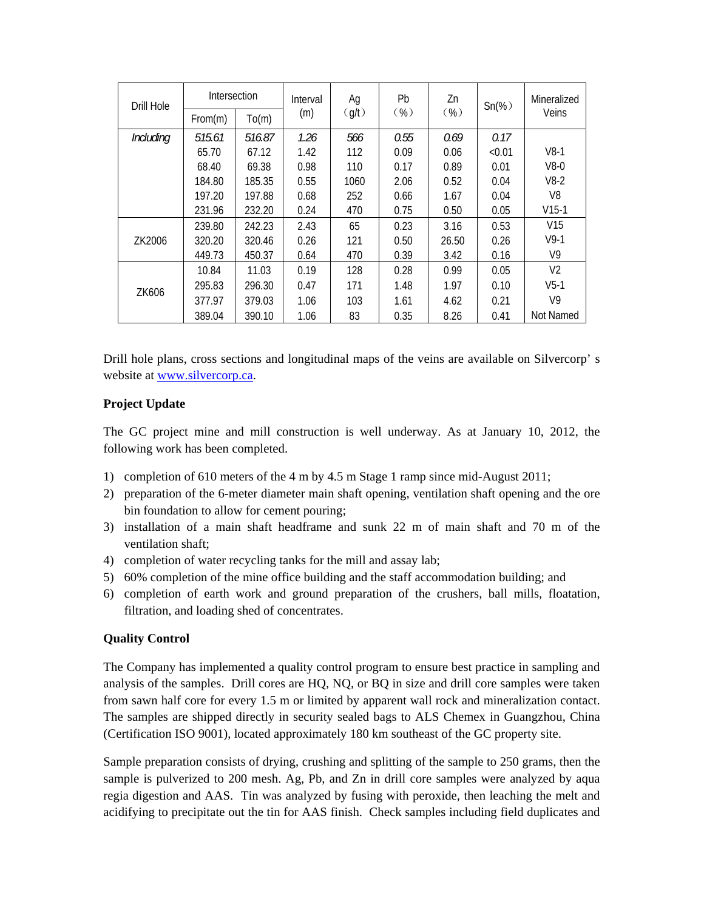| Drill Hole | Intersection | | Interval (m) | Ag（g/t） | Pb（%） | Zn（%） | Sn(%） | Mineralized Veins |
|---|---|---|---|---|---|---|---|---|
| | From(m) | To(m) | | | | | | |
| *Including* | *515.61* | *516.87* | *1.26* | *566* | *0.55* | *0.69* | *0.17* | |
| | 65.70 | 67.12 | 1.42 | 112 | 0.09 | 0.06 | <0.01 | V8-1 |
| | 68.40 | 69.38 | 0.98 | 110 | 0.17 | 0.89 | 0.01 | V8-0 |
| | 184.80 | 185.35 | 0.55 | 1060 | 2.06 | 0.52 | 0.04 | V8-2 |
| | 197.20 | 197.88 | 0.68 | 252 | 0.66 | 1.67 | 0.04 | V8 |
| | 231.96 | 232.20 | 0.24 | 470 | 0.75 | 0.50 | 0.05 | V15-1 |
| ZK2006 | 239.80 | 242.23 | 2.43 | 65 | 0.23 | 3.16 | 0.53 | V15 |
| | 320.20 | 320.46 | 0.26 | 121 | 0.50 | 26.50 | 0.26 | V9-1 |
| | 449.73 | 450.37 | 0.64 | 470 | 0.39 | 3.42 | 0.16 | V9 |
| ZK606 | 10.84 | 11.03 | 0.19 | 128 | 0.28 | 0.99 | 0.05 | V2 |
| | 295.83 | 296.30 | 0.47 | 171 | 1.48 | 1.97 | 0.10 | V5-1 |
| | 377.97 | 379.03 | 1.06 | 103 | 1.61 | 4.62 | 0.21 | V9 |
| | 389.04 | 390.10 | 1.06 | 83 | 0.35 | 8.26 | 0.41 | Not Named |

Drill hole plans, cross sections and longitudinal maps of the veins are available on Silvercorp' s website at [www.silvercorp.ca](http://www.silvercorp.ca).

**Project Update**

The GC project mine and mill construction is well underway. As at January 10, 2012, the following work has been completed.

1) completion of 610 meters of the 4 m by 4.5 m Stage 1 ramp since mid-August 2011;
2) preparation of the 6-meter diameter main shaft opening, ventilation shaft opening and the ore bin foundation to allow for cement pouring;
3) installation of a main shaft headframe and sunk 22 m of main shaft and 70 m of the ventilation shaft;
4) completion of water recycling tanks for the mill and assay lab;
5) 60% completion of the mine office building and the staff accommodation building; and
6) completion of earth work and ground preparation of the crushers, ball mills, floatation, filtration, and loading shed of concentrates.

**Quality Control**

The Company has implemented a quality control program to ensure best practice in sampling and analysis of the samples. Drill cores are HQ, NQ, or BQ in size and drill core samples were taken from sawn half core for every 1.5 m or limited by apparent wall rock and mineralization contact. The samples are shipped directly in security sealed bags to ALS Chemex in Guangzhou, China (Certification ISO 9001), located approximately 180 km southeast of the GC property site.

Sample preparation consists of drying, crushing and splitting of the sample to 250 grams, then the sample is pulverized to 200 mesh. Ag, Pb, and Zn in drill core samples were analyzed by aqua regia digestion and AAS. Tin was analyzed by fusing with peroxide, then leaching the melt and acidifying to precipitate out the tin for AAS finish. Check samples including field duplicates and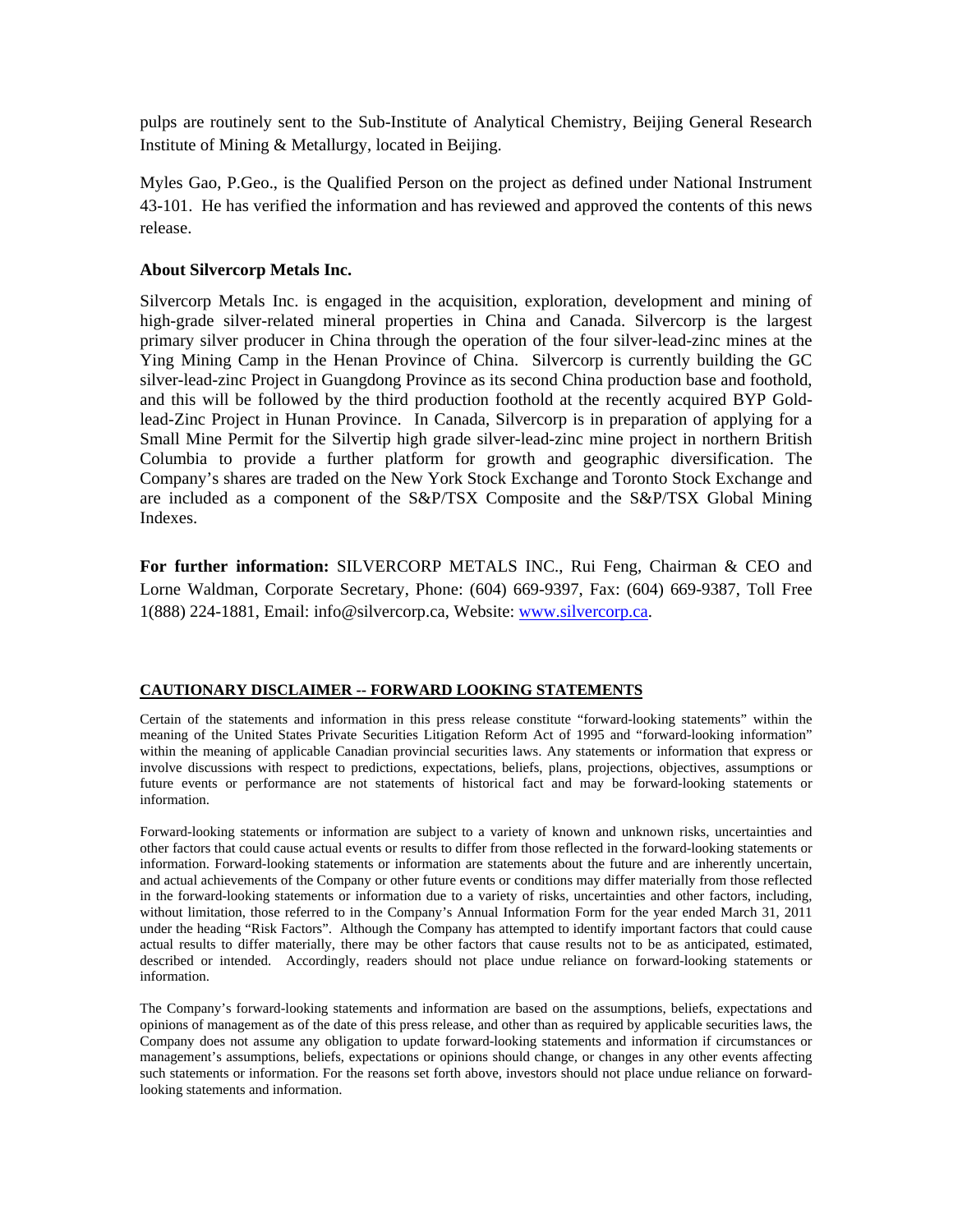pulps are routinely sent to the Sub-Institute of Analytical Chemistry, Beijing General Research Institute of Mining & Metallurgy, located in Beijing.

Myles Gao, P.Geo., is the Qualified Person on the project as defined under National Instrument 43-101. He has verified the information and has reviewed and approved the contents of this news release.

**About Silvercorp Metals Inc.**

Silvercorp Metals Inc. is engaged in the acquisition, exploration, development and mining of high-grade silver-related mineral properties in China and Canada. Silvercorp is the largest primary silver producer in China through the operation of the four silver-lead-zinc mines at the Ying Mining Camp in the Henan Province of China. Silvercorp is currently building the GC silver-lead-zinc Project in Guangdong Province as its second China production base and foothold, and this will be followed by the third production foothold at the recently acquired BYP Gold-lead-Zinc Project in Hunan Province. In Canada, Silvercorp is in preparation of applying for a Small Mine Permit for the Silvertip high grade silver-lead-zinc mine project in northern British Columbia to provide a further platform for growth and geographic diversification. The Company's shares are traded on the New York Stock Exchange and Toronto Stock Exchange and are included as a component of the S&P/TSX Composite and the S&P/TSX Global Mining Indexes.

**For further information:** SILVERCORP METALS INC., Rui Feng, Chairman & CEO and Lorne Waldman, Corporate Secretary, Phone: (604) 669-9397, Fax: (604) 669-9387, Toll Free 1(888) 224-1881, Email: info@silvercorp.ca, Website: www.silvercorp.ca.

**CAUTIONARY DISCLAIMER -- FORWARD LOOKING STATEMENTS**

Certain of the statements and information in this press release constitute "forward-looking statements" within the meaning of the United States Private Securities Litigation Reform Act of 1995 and "forward-looking information" within the meaning of applicable Canadian provincial securities laws. Any statements or information that express or involve discussions with respect to predictions, expectations, beliefs, plans, projections, objectives, assumptions or future events or performance are not statements of historical fact and may be forward-looking statements or information.

Forward-looking statements or information are subject to a variety of known and unknown risks, uncertainties and other factors that could cause actual events or results to differ from those reflected in the forward-looking statements or information. Forward-looking statements or information are statements about the future and are inherently uncertain, and actual achievements of the Company or other future events or conditions may differ materially from those reflected in the forward-looking statements or information due to a variety of risks, uncertainties and other factors, including, without limitation, those referred to in the Company's Annual Information Form for the year ended March 31, 2011 under the heading "Risk Factors". Although the Company has attempted to identify important factors that could cause actual results to differ materially, there may be other factors that cause results not to be as anticipated, estimated, described or intended. Accordingly, readers should not place undue reliance on forward-looking statements or information.

The Company's forward-looking statements and information are based on the assumptions, beliefs, expectations and opinions of management as of the date of this press release, and other than as required by applicable securities laws, the Company does not assume any obligation to update forward-looking statements and information if circumstances or management's assumptions, beliefs, expectations or opinions should change, or changes in any other events affecting such statements or information. For the reasons set forth above, investors should not place undue reliance on forward-looking statements and information.